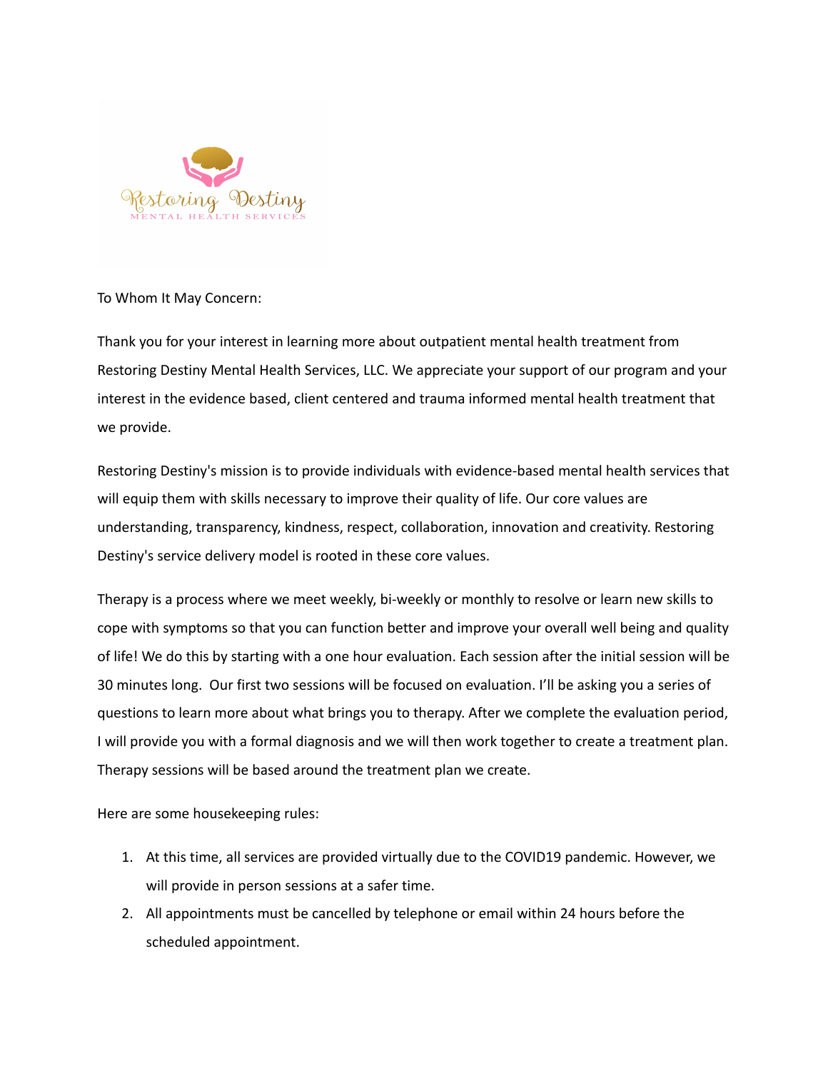To Whom It May Concern:

Thank you for your interest in learning more about outpatient mental health treatment from Restoring Destiny Mental Health Services, LLC. We appreciate your support of our program and your interest in the evidence based, client centered and trauma informed mental health treatment that we provide.

Restoring Destiny's mission is to provide individuals with evidence-based mental health services that will equip them with skills necessary to improve their quality of life. Our core values are understanding, transparency, kindness, respect, collaboration, innovation and creativity. Restoring Destiny's service delivery model is rooted in these core values.

Therapy is a process where we meet weekly, bi-weekly or monthly to resolve or learn new skills to cope with symptoms so that you can function better and improve your overall well being and quality of life! We do this by starting with a one hour evaluation. Each session after the initial session will be 30 minutes long. Our first two sessions will be focused on evaluation. I'll be asking you a series of questions to learn more about what brings you to therapy. After we complete the evaluation period, I will provide you with a formal diagnosis and we will then work together to create a treatment plan. Therapy sessions will be based around the treatment plan we create.

Here are some housekeeping rules:

1. At this time, all services are provided virtually due to the COVID19 pandemic. However, we will provide in person sessions at a safer time.
2. All appointments must be cancelled by telephone or email within 24 hours before the scheduled appointment.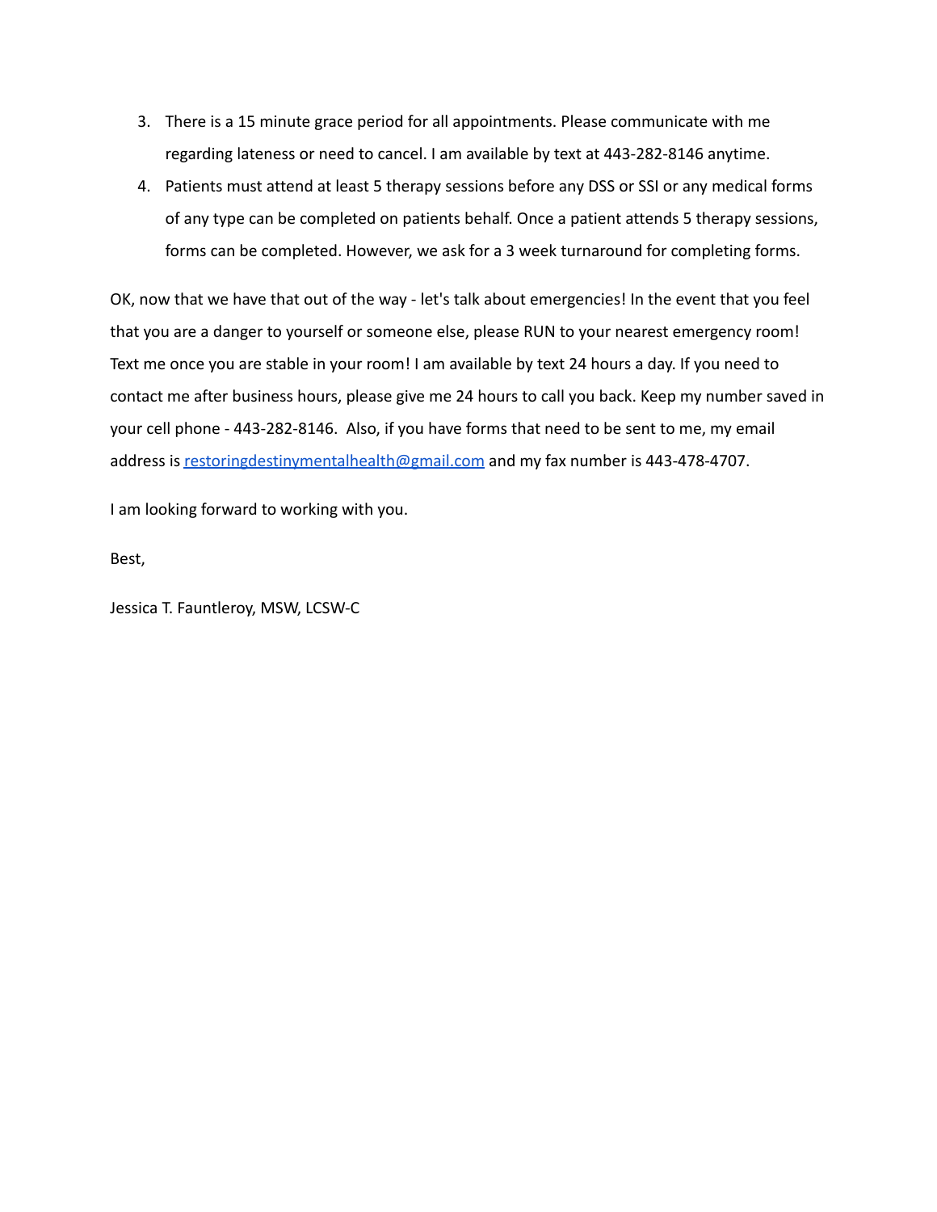3. There is a 15 minute grace period for all appointments. Please communicate with me regarding lateness or need to cancel. I am available by text at 443-282-8146 anytime.
4. Patients must attend at least 5 therapy sessions before any DSS or SSI or any medical forms of any type can be completed on patients behalf. Once a patient attends 5 therapy sessions, forms can be completed. However, we ask for a 3 week turnaround for completing forms.

OK, now that we have that out of the way - let's talk about emergencies! In the event that you feel that you are a danger to yourself or someone else, please RUN to your nearest emergency room! Text me once you are stable in your room! I am available by text 24 hours a day. If you need to contact me after business hours, please give me 24 hours to call you back. Keep my number saved in your cell phone - 443-282-8146. Also, if you have forms that need to be sent to me, my email address is [restoringdestinymentalhealth@gmail.com](mailto:restoringdestinymentalhealth@gmail.com) and my fax number is 443-478-4707.

I am looking forward to working with you.

Best,

Jessica T. Fauntleroy, MSW, LCSW-C